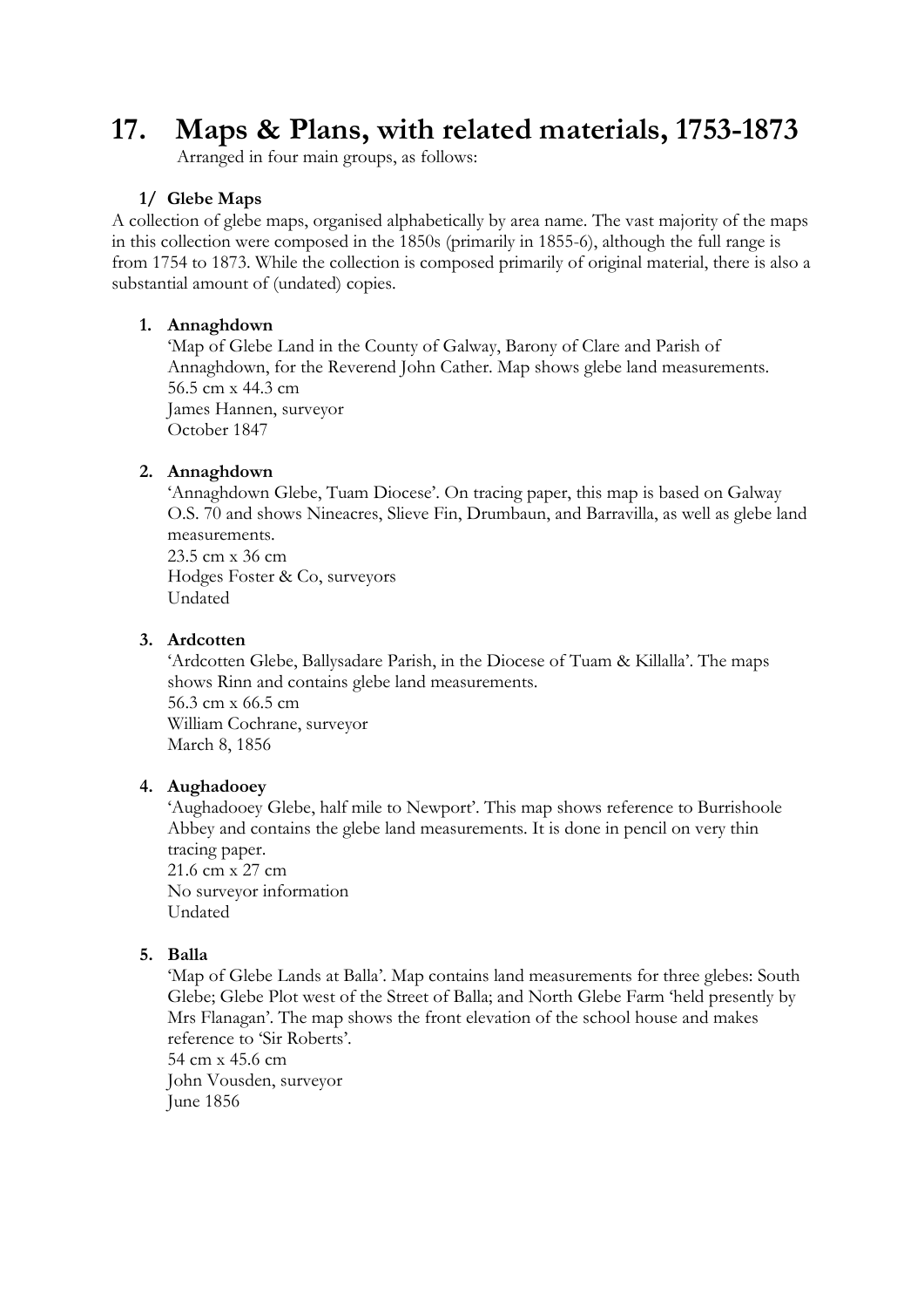# 17. Maps & Plans, with related materials, 1753-1873

Arranged in four main groups, as follows:

### 1/ Glebe Maps

A collection of glebe maps, organised alphabetically by area name. The vast majority of the maps in this collection were composed in the 1850s (primarily in 1855-6), although the full range is from 1754 to 1873. While the collection is composed primarily of original material, there is also a substantial amount of (undated) copies.

1. **Annaghdown**
   'Map of Glebe Land in the County of Galway, Barony of Clare and Parish of Annaghdown, for the Reverend John Cather. Map shows glebe land measurements.
   56.5 cm x 44.3 cm
   James Hannen, surveyor
   October 1847

2. **Annaghdown**
   'Annaghdown Glebe, Tuam Diocese'. On tracing paper, this map is based on Galway O.S. 70 and shows Nineacres, Slieve Fin, Drumbaun, and Barravilla, as well as glebe land measurements.
   23.5 cm x 36 cm
   Hodges Foster & Co, surveyors
   Undated

3. **Ardcotten**
   'Ardcotten Glebe, Ballysadare Parish, in the Diocese of Tuam & Killalla'. The maps shows Rinn and contains glebe land measurements.
   56.3 cm x 66.5 cm
   William Cochrane, surveyor
   March 8, 1856

4. **Aughadooey**
   'Aughadooey Glebe, half mile to Newport'. This map shows reference to Burrishoole Abbey and contains the glebe land measurements. It is done in pencil on very thin tracing paper.
   21.6 cm x 27 cm
   No surveyor information
   Undated

5. **Balla**
   'Map of Glebe Lands at Balla'. Map contains land measurements for three glebes: South Glebe; Glebe Plot west of the Street of Balla; and North Glebe Farm 'held presently by Mrs Flanagan'. The map shows the front elevation of the school house and makes reference to 'Sir Roberts'.
   54 cm x 45.6 cm
   John Vousden, surveyor
   June 1856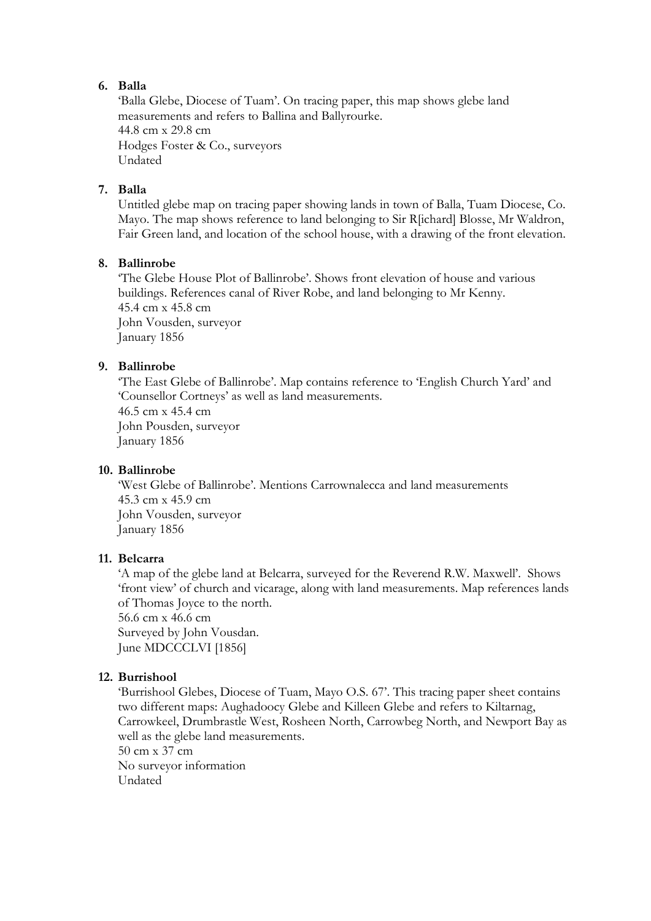6. **Balla**

   'Balla Glebe, Diocese of Tuam'. On tracing paper, this map shows glebe land measurements and refers to Ballina and Ballyrourke.
   44.8 cm x 29.8 cm
   Hodges Foster & Co., surveyors
   Undated

7. **Balla**

   Untitled glebe map on tracing paper showing lands in town of Balla, Tuam Diocese, Co. Mayo. The map shows reference to land belonging to Sir R[ichard] Blosse, Mr Waldron, Fair Green land, and location of the school house, with a drawing of the front elevation.

8. **Ballinrobe**

   'The Glebe House Plot of Ballinrobe'. Shows front elevation of house and various buildings. References canal of River Robe, and land belonging to Mr Kenny.
   45.4 cm x 45.8 cm
   John Vousden, surveyor
   January 1856

9. **Ballinrobe**

   'The East Glebe of Ballinrobe'. Map contains reference to 'English Church Yard' and 'Counsellor Cortneys' as well as land measurements.
   46.5 cm x 45.4 cm
   John Pousden, surveyor
   January 1856

10. **Ballinrobe**

    'West Glebe of Ballinrobe'. Mentions Carrownalecca and land measurements
    45.3 cm x 45.9 cm
    John Vousden, surveyor
    January 1856

11. **Belcarra**

    'A map of the glebe land at Belcarra, surveyed for the Reverend R.W. Maxwell'. Shows 'front view' of church and vicarage, along with land measurements. Map references lands of Thomas Joyce to the north.
    56.6 cm x 46.6 cm
    Surveyed by John Vousdan.
    June MDCCCLVI [1856]

12. **Burrishool**

    'Burrishool Glebes, Diocese of Tuam, Mayo O.S. 67'. This tracing paper sheet contains two different maps: Aughadoocy Glebe and Killeen Glebe and refers to Kiltarnag, Carrowkeel, Drumbrastle West, Rosheen North, Carrowbeg North, and Newport Bay as well as the glebe land measurements.
    50 cm x 37 cm
    No surveyor information
    Undated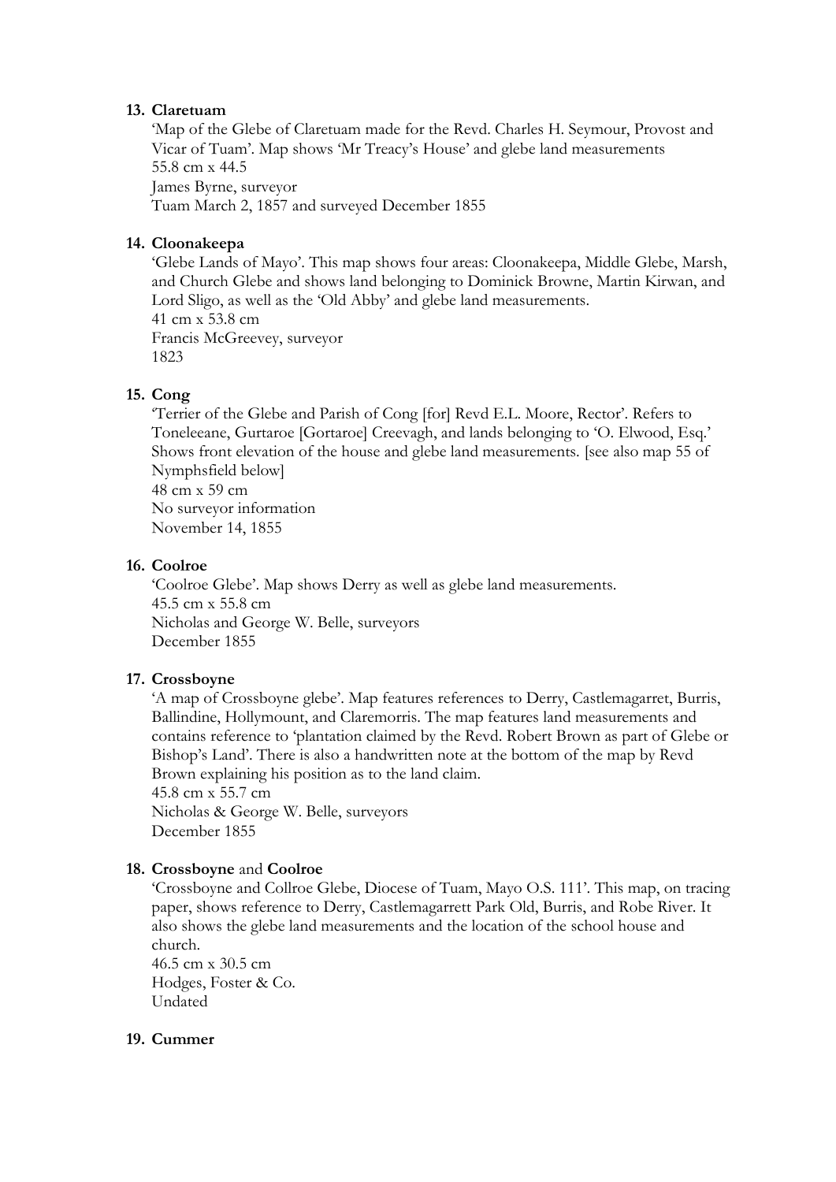13. **Claretuam**

 'Map of the Glebe of Claretuam made for the Revd. Charles H. Seymour, Provost and Vicar of Tuam'. Map shows 'Mr Treacy's House' and glebe land measurements
 55.8 cm x 44.5
 James Byrne, surveyor
 Tuam March 2, 1857 and surveyed December 1855

14. **Cloonakeepa**

 'Glebe Lands of Mayo'. This map shows four areas: Cloonakeepa, Middle Glebe, Marsh, and Church Glebe and shows land belonging to Dominick Browne, Martin Kirwan, and Lord Sligo, as well as the 'Old Abby' and glebe land measurements.
 41 cm x 53.8 cm
 Francis McGreevey, surveyor
 1823

15. **Cong**

 'Terrier of the Glebe and Parish of Cong [for] Revd E.L. Moore, Rector'. Refers to Toneleeane, Gurtaroe [Gortaroe] Creevagh, and lands belonging to 'O. Elwood, Esq.' Shows front elevation of the house and glebe land measurements. [see also map 55 of Nymphsfield below]
 48 cm x 59 cm
 No surveyor information
 November 14, 1855

16. **Coolroe**

 'Coolroe Glebe'. Map shows Derry as well as glebe land measurements.
 45.5 cm x 55.8 cm
 Nicholas and George W. Belle, surveyors
 December 1855

17. **Crossboyne**

 'A map of Crossboyne glebe'. Map features references to Derry, Castlemagarret, Burris, Ballindine, Hollymount, and Claremorris. The map features land measurements and contains reference to 'plantation claimed by the Revd. Robert Brown as part of Glebe or Bishop's Land'. There is also a handwritten note at the bottom of the map by Revd Brown explaining his position as to the land claim.
 45.8 cm x 55.7 cm
 Nicholas & George W. Belle, surveyors
 December 1855

18. **Crossboyne** and **Coolroe**

 'Crossboyne and Collroe Glebe, Diocese of Tuam, Mayo O.S. 111'. This map, on tracing paper, shows reference to Derry, Castlemagarrett Park Old, Burris, and Robe River. It also shows the glebe land measurements and the location of the school house and church.
 46.5 cm x 30.5 cm
 Hodges, Foster & Co.
 Undated

19. **Cummer**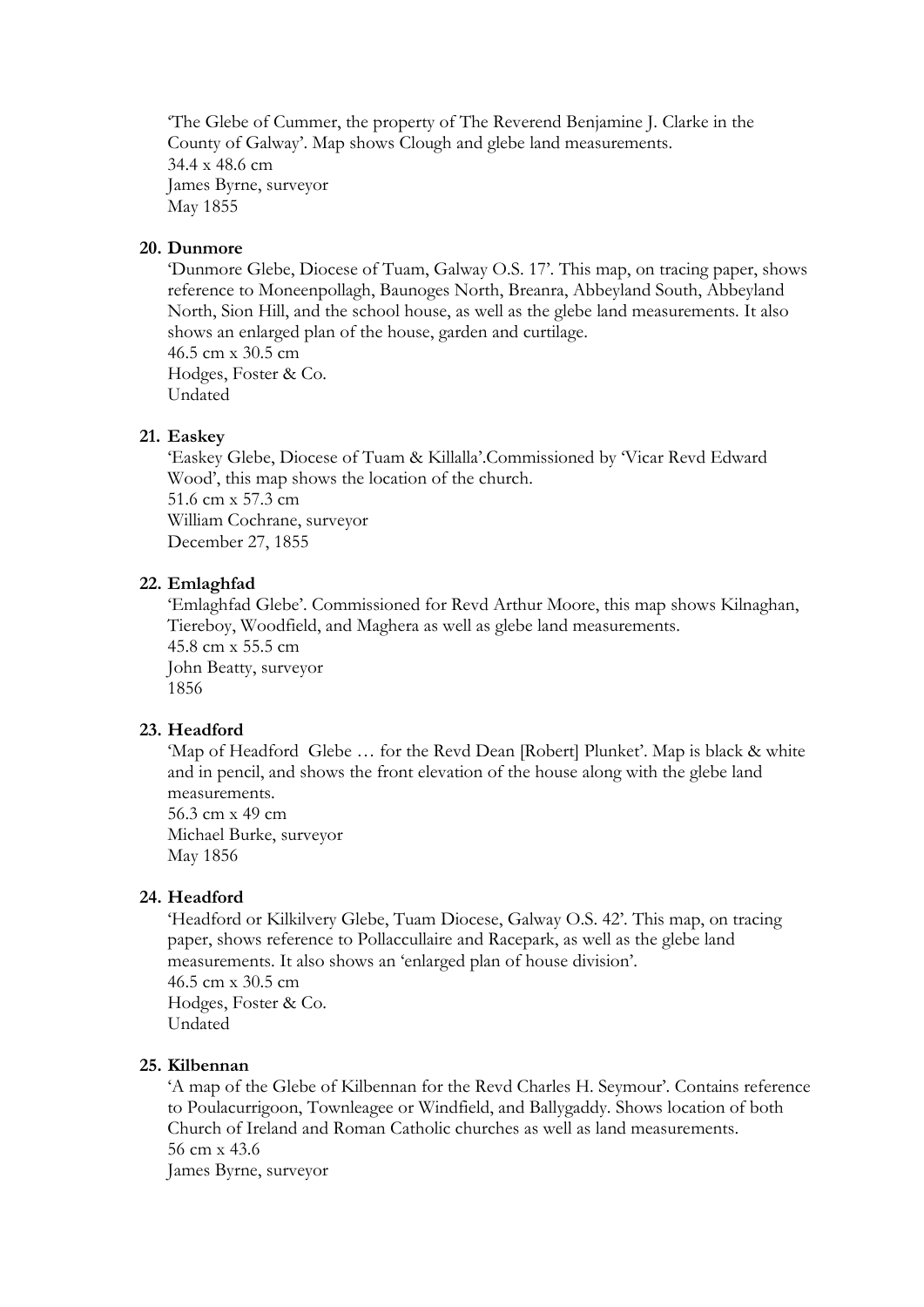'The Glebe of Cummer, the property of The Reverend Benjamin J. Clarke in the County of Galway'. Map shows Clough and glebe land measurements.
34.4 x 48.6 cm
James Byrne, surveyor
May 1855

**20. Dunmore**

'Dunmore Glebe, Diocese of Tuam, Galway O.S. 17'. This map, on tracing paper, shows reference to Moneenpollagh, Baunoges North, Breanra, Abbeyland South, Abbeyland North, Sion Hill, and the school house, as well as the glebe land measurements. It also shows an enlarged plan of the house, garden and curtilage.
46.5 cm x 30.5 cm
Hodges, Foster & Co.
Undated

**21. Easkey**

'Easkey Glebe, Diocese of Tuam & Killalla'.Commissioned by 'Vicar Revd Edward Wood', this map shows the location of the church.
51.6 cm x 57.3 cm
William Cochrane, surveyor
December 27, 1855

**22. Emlaghfad**

'Emlaghfad Glebe'. Commissioned for Revd Arthur Moore, this map shows Kilnaghan, Tiereboy, Woodfield, and Maghera as well as glebe land measurements.
45.8 cm x 55.5 cm
John Beatty, surveyor
1856

**23. Headford**

'Map of Headford Glebe … for the Revd Dean [Robert] Plunket'. Map is black & white and in pencil, and shows the front elevation of the house along with the glebe land measurements.
56.3 cm x 49 cm
Michael Burke, surveyor
May 1856

**24. Headford**

'Headford or Kilkilvery Glebe, Tuam Diocese, Galway O.S. 42'. This map, on tracing paper, shows reference to Pollaccullaire and Racepark, as well as the glebe land measurements. It also shows an 'enlarged plan of house division'.
46.5 cm x 30.5 cm
Hodges, Foster & Co.
Undated

**25. Kilbennan**

'A map of the Glebe of Kilbennan for the Revd Charles H. Seymour'. Contains reference to Poulacurrigoon, Townleagee or Windfield, and Ballygaddy. Shows location of both Church of Ireland and Roman Catholic churches as well as land measurements.
56 cm x 43.6
James Byrne, surveyor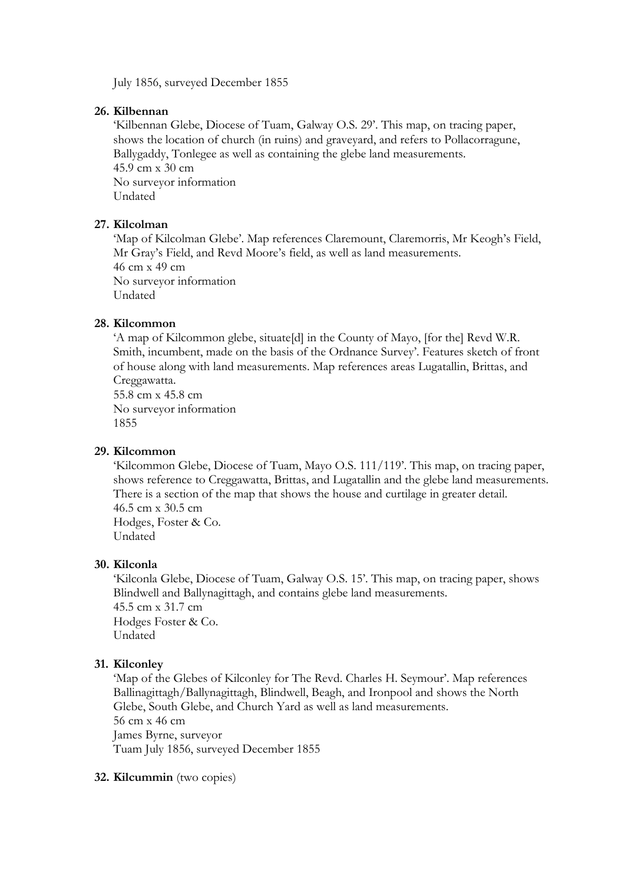July 1856, surveyed December 1855

**26. Kilbennan**

'Kilbennan Glebe, Diocese of Tuam, Galway O.S. 29'. This map, on tracing paper, shows the location of church (in ruins) and graveyard, and refers to Pollacorragune, Ballygaddy, Tonlegee as well as containing the glebe land measurements.
45.9 cm x 30 cm
No surveyor information
Undated

**27. Kilcolman**

'Map of Kilcolman Glebe'. Map references Claremount, Claremorris, Mr Keogh's Field, Mr Gray's Field, and Revd Moore's field, as well as land measurements.
46 cm x 49 cm
No surveyor information
Undated

**28. Kilcommon**

'A map of Kilcommon glebe, situate[d] in the County of Mayo, [for the] Revd W.R. Smith, incumbent, made on the basis of the Ordnance Survey'. Features sketch of front of house along with land measurements. Map references areas Lugatallin, Brittas, and Creggawatta.
55.8 cm x 45.8 cm
No surveyor information
1855

**29. Kilcommon**

'Kilcommon Glebe, Diocese of Tuam, Mayo O.S. 111/119'. This map, on tracing paper, shows reference to Creggawatta, Brittas, and Lugatallin and the glebe land measurements. There is a section of the map that shows the house and curtilage in greater detail.
46.5 cm x 30.5 cm
Hodges, Foster & Co.
Undated

**30. Kilconla**

'Kilconla Glebe, Diocese of Tuam, Galway O.S. 15'. This map, on tracing paper, shows Blindwell and Ballynagittagh, and contains glebe land measurements.
45.5 cm x 31.7 cm
Hodges Foster & Co.
Undated

**31. Kilconley**

'Map of the Glebes of Kilconley for The Revd. Charles H. Seymour'. Map references Ballinagittagh/Ballynagittagh, Blindwell, Beagh, and Ironpool and shows the North Glebe, South Glebe, and Church Yard as well as land measurements.
56 cm x 46 cm
James Byrne, surveyor
Tuam July 1856, surveyed December 1855

**32. Kilcummin** (two copies)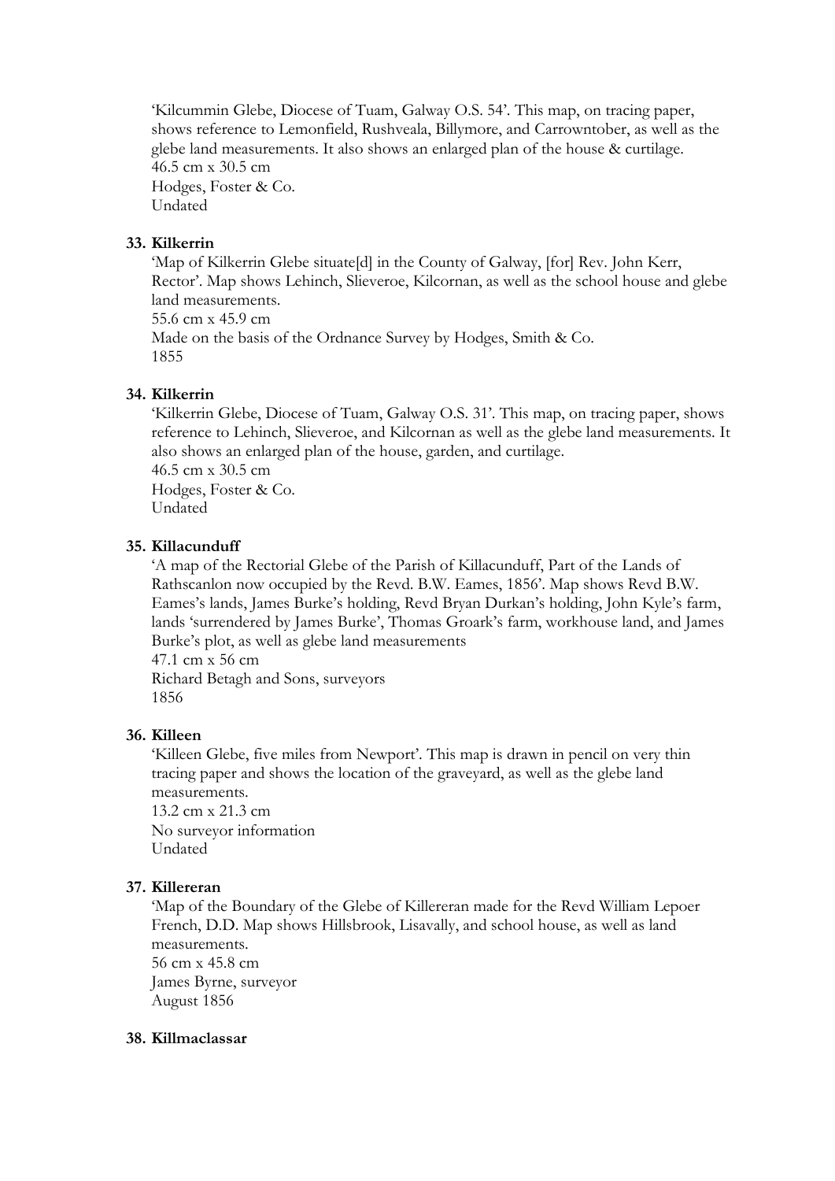'Kilcummin Glebe, Diocese of Tuam, Galway O.S. 54'. This map, on tracing paper, shows reference to Lemonfield, Rushveala, Billymore, and Carrowntober, as well as the glebe land measurements. It also shows an enlarged plan of the house & curtilage.
46.5 cm x 30.5 cm
Hodges, Foster & Co.
Undated

**33. Kilkerrin**

'Map of Kilkerrin Glebe situate[d] in the County of Galway, [for] Rev. John Kerr, Rector'. Map shows Lehinch, Slieveroe, Kilcornan, as well as the school house and glebe land measurements.
55.6 cm x 45.9 cm
Made on the basis of the Ordnance Survey by Hodges, Smith & Co.
1855

**34. Kilkerrin**

'Kilkerrin Glebe, Diocese of Tuam, Galway O.S. 31'. This map, on tracing paper, shows reference to Lehinch, Slieveroe, and Kilcornan as well as the glebe land measurements. It also shows an enlarged plan of the house, garden, and curtilage.
46.5 cm x 30.5 cm
Hodges, Foster & Co.
Undated

**35. Killacunduff**

'A map of the Rectorial Glebe of the Parish of Killacunduff, Part of the Lands of Rathscanlon now occupied by the Revd. B.W. Eames, 1856'. Map shows Revd B.W. Eames's lands, James Burke's holding, Revd Bryan Durkan's holding, John Kyle's farm, lands 'surrendered by James Burke', Thomas Groark's farm, workhouse land, and James Burke's plot, as well as glebe land measurements
47.1 cm x 56 cm
Richard Betagh and Sons, surveyors
1856

**36. Killeen**

'Killeen Glebe, five miles from Newport'. This map is drawn in pencil on very thin tracing paper and shows the location of the graveyard, as well as the glebe land measurements.
13.2 cm x 21.3 cm
No surveyor information
Undated

**37. Killereran**

'Map of the Boundary of the Glebe of Killereran made for the Revd William Lepoer French, D.D. Map shows Hillsbrook, Lisavally, and school house, as well as land measurements.
56 cm x 45.8 cm
James Byrne, surveyor
August 1856

**38. Killmaclassar**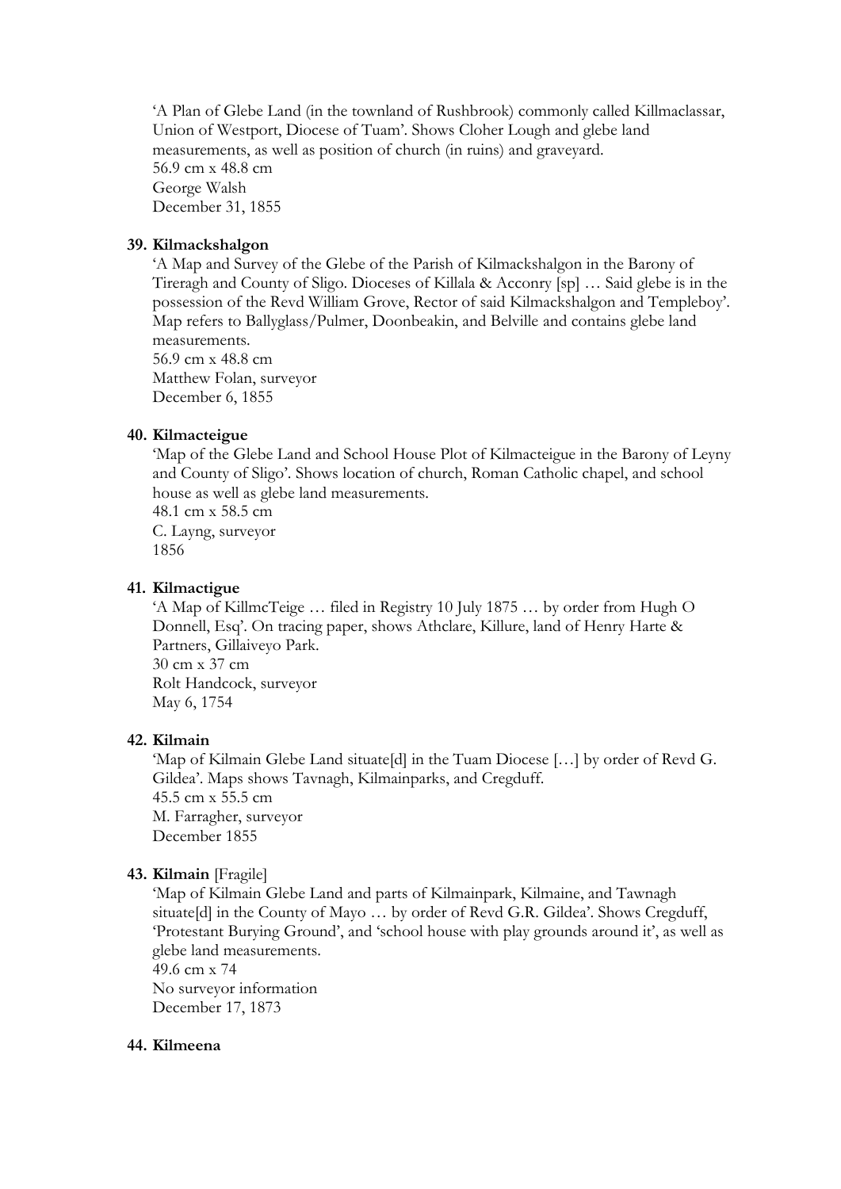'A Plan of Glebe Land (in the townland of Rushbrook) commonly called Killmaclassar, Union of Westport, Diocese of Tuam'. Shows Cloher Lough and glebe land measurements, as well as position of church (in ruins) and graveyard.
56.9 cm x 48.8 cm
George Walsh
December 31, 1855

**39. Kilmackshalgon**

'A Map and Survey of the Glebe of the Parish of Kilmackshalgon in the Barony of Tireragh and County of Sligo. Dioceses of Killala & Acconry [sp] … Said glebe is in the possession of the Revd William Grove, Rector of said Kilmackshalgon and Templeboy'. Map refers to Ballyglass/Pulmer, Doonbeakin, and Belville and contains glebe land measurements.
56.9 cm x 48.8 cm
Matthew Folan, surveyor
December 6, 1855

**40. Kilmacteigue**

'Map of the Glebe Land and School House Plot of Kilmacteigue in the Barony of Leyny and County of Sligo'. Shows location of church, Roman Catholic chapel, and school house as well as glebe land measurements.
48.1 cm x 58.5 cm
C. Layng, surveyor
1856

**41. Kilmactigue**

'A Map of KillmcTeige … filed in Registry 10 July 1875 … by order from Hugh O Donnell, Esq'. On tracing paper, shows Athclare, Killure, land of Henry Harte & Partners, Gillaiveyo Park.
30 cm x 37 cm
Rolt Handcock, surveyor
May 6, 1754

**42. Kilmain**

'Map of Kilmain Glebe Land situate[d] in the Tuam Diocese […] by order of Revd G. Gildea'. Maps shows Tavnagh, Kilmainparks, and Cregduff.
45.5 cm x 55.5 cm
M. Farragher, surveyor
December 1855

**43. Kilmain** [Fragile]

'Map of Kilmain Glebe Land and parts of Kilmainpark, Kilmaine, and Tawnagh situate[d] in the County of Mayo … by order of Revd G.R. Gildea'. Shows Cregduff, 'Protestant Burying Ground', and 'school house with play grounds around it', as well as glebe land measurements.
49.6 cm x 74
No surveyor information
December 17, 1873

**44. Kilmeena**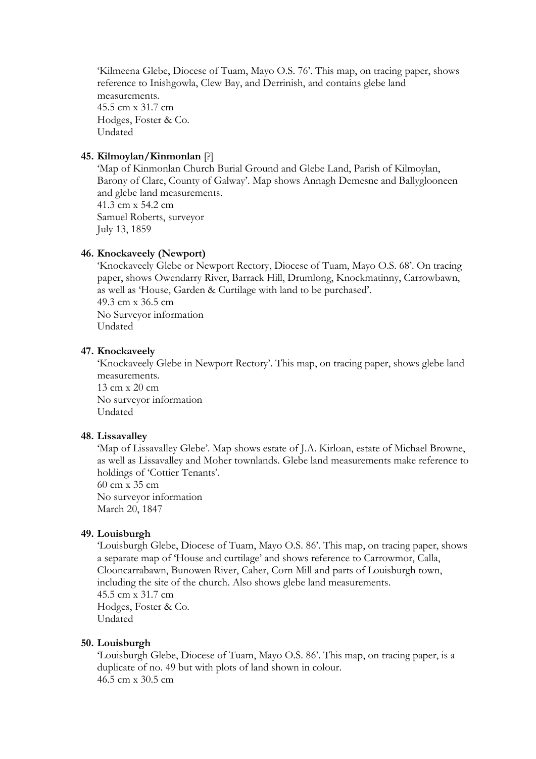'Kilmeena Glebe, Diocese of Tuam, Mayo O.S. 76'. This map, on tracing paper, shows reference to Inishgowla, Clew Bay, and Derrinish, and contains glebe land measurements.
45.5 cm x 31.7 cm
Hodges, Foster & Co.
Undated

**45. Kilmoylan/Kinmonlan** [?]

'Map of Kinmonlan Church Burial Ground and Glebe Land, Parish of Kilmoylan, Barony of Clare, County of Galway'. Map shows Annagh Demesne and Ballyglooneen and glebe land measurements.
41.3 cm x 54.2 cm
Samuel Roberts, surveyor
July 13, 1859

**46. Knockaveely (Newport)**

'Knockaveely Glebe or Newport Rectory, Diocese of Tuam, Mayo O.S. 68'. On tracing paper, shows Owendarry River, Barrack Hill, Drumlong, Knockmatinny, Carrowbawn, as well as 'House, Garden & Curtilage with land to be purchased'.
49.3 cm x 36.5 cm
No Surveyor information
Undated

**47. Knockaveely**

'Knockaveely Glebe in Newport Rectory'. This map, on tracing paper, shows glebe land measurements.
13 cm x 20 cm
No surveyor information
Undated

**48. Lissavalley**

'Map of Lissavalley Glebe'. Map shows estate of J.A. Kirloan, estate of Michael Browne, as well as Lissavalley and Moher townlands. Glebe land measurements make reference to holdings of 'Cottier Tenants'.
60 cm x 35 cm
No surveyor information
March 20, 1847

**49. Louisburgh**

'Louisburgh Glebe, Diocese of Tuam, Mayo O.S. 86'. This map, on tracing paper, shows a separate map of 'House and curtilage' and shows reference to Carrowmor, Calla, Clooncarrabawn, Bunowen River, Caher, Corn Mill and parts of Louisburgh town, including the site of the church. Also shows glebe land measurements.
45.5 cm x 31.7 cm
Hodges, Foster & Co.
Undated

**50. Louisburgh**

'Louisburgh Glebe, Diocese of Tuam, Mayo O.S. 86'. This map, on tracing paper, is a duplicate of no. 49 but with plots of land shown in colour.
46.5 cm x 30.5 cm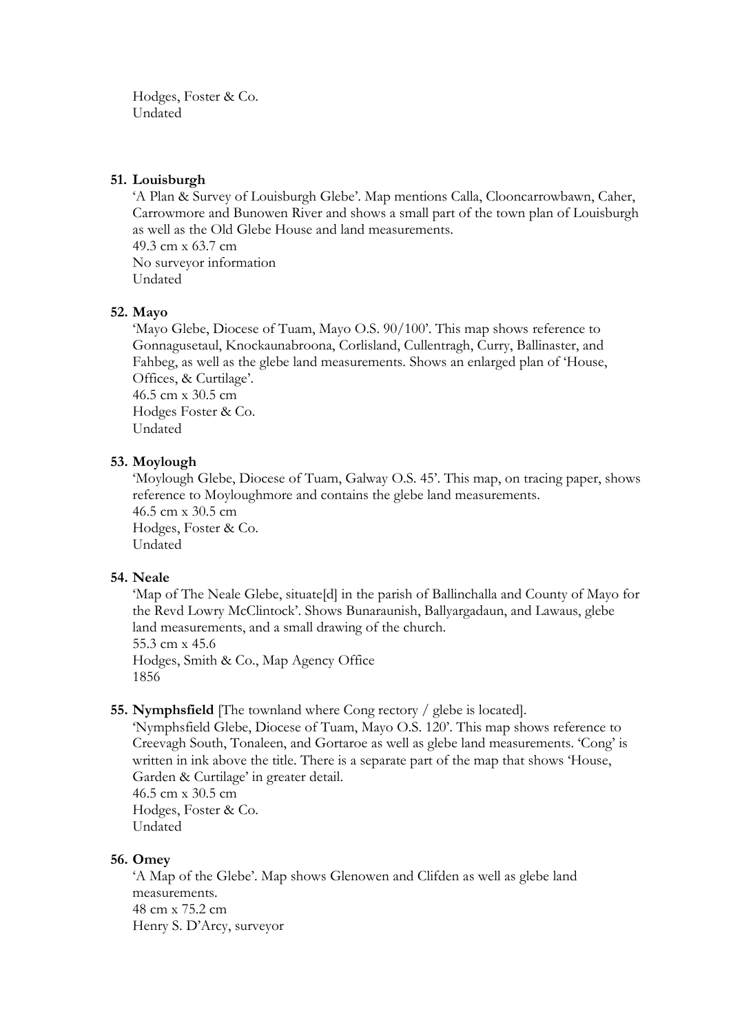Hodges, Foster & Co.
Undated

**51. Louisburgh**

'A Plan & Survey of Louisburgh Glebe'. Map mentions Calla, Clooncarrowbawn, Caher, Carrowmore and Bunowen River and shows a small part of the town plan of Louisburgh as well as the Old Glebe House and land measurements.
49.3 cm x 63.7 cm
No surveyor information
Undated

**52. Mayo**

'Mayo Glebe, Diocese of Tuam, Mayo O.S. 90/100'. This map shows reference to Gonnagusetaul, Knockaunabroona, Corlisland, Cullentragh, Curry, Ballinaster, and Fahbeg, as well as the glebe land measurements. Shows an enlarged plan of 'House, Offices, & Curtilage'.
46.5 cm x 30.5 cm
Hodges Foster & Co.
Undated

**53. Moylough**

'Moylough Glebe, Diocese of Tuam, Galway O.S. 45'. This map, on tracing paper, shows reference to Moyloughmore and contains the glebe land measurements.
46.5 cm x 30.5 cm
Hodges, Foster & Co.
Undated

**54. Neale**

'Map of The Neale Glebe, situate[d] in the parish of Ballinchalla and County of Mayo for the Revd Lowry McClintock'. Shows Bunaraunish, Ballyargadaun, and Lawaus, glebe land measurements, and a small drawing of the church.
55.3 cm x 45.6
Hodges, Smith & Co., Map Agency Office
1856

**55. Nymphsfield** [The townland where Cong rectory / glebe is located].

'Nymphsfield Glebe, Diocese of Tuam, Mayo O.S. 120'. This map shows reference to Creevagh South, Tonaleen, and Gortaroe as well as glebe land measurements. 'Cong' is written in ink above the title. There is a separate part of the map that shows 'House, Garden & Curtilage' in greater detail.
46.5 cm x 30.5 cm
Hodges, Foster & Co.
Undated

**56. Omey**

'A Map of the Glebe'. Map shows Glenowen and Clifden as well as glebe land measurements.
48 cm x 75.2 cm
Henry S. D'Arcy, surveyor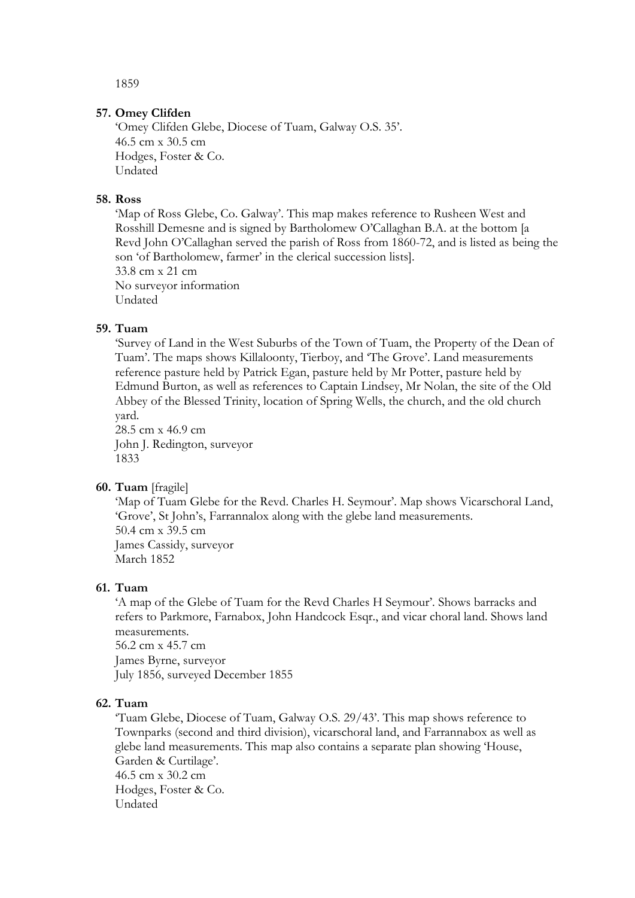1859

**57. Omey Clifden**

'Omey Clifden Glebe, Diocese of Tuam, Galway O.S. 35'.
46.5 cm x 30.5 cm
Hodges, Foster & Co.
Undated

**58. Ross**

'Map of Ross Glebe, Co. Galway'. This map makes reference to Rusheen West and Rosshill Demesne and is signed by Bartholomew O'Callaghan B.A. at the bottom [a Revd John O'Callaghan served the parish of Ross from 1860-72, and is listed as being the son 'of Bartholomew, farmer' in the clerical succession lists].
33.8 cm x 21 cm
No surveyor information
Undated

**59. Tuam**

'Survey of Land in the West Suburbs of the Town of Tuam, the Property of the Dean of Tuam'. The maps shows Killaloonty, Tierboy, and 'The Grove'. Land measurements reference pasture held by Patrick Egan, pasture held by Mr Potter, pasture held by Edmund Burton, as well as references to Captain Lindsey, Mr Nolan, the site of the Old Abbey of the Blessed Trinity, location of Spring Wells, the church, and the old church yard.
28.5 cm x 46.9 cm
John J. Redington, surveyor
1833

**60. Tuam** [fragile]

'Map of Tuam Glebe for the Revd. Charles H. Seymour'. Map shows Vicarschoral Land, 'Grove', St John's, Farrannalox along with the glebe land measurements.
50.4 cm x 39.5 cm
James Cassidy, surveyor
March 1852

**61. Tuam**

'A map of the Glebe of Tuam for the Revd Charles H Seymour'. Shows barracks and refers to Parkmore, Farnabox, John Handcock Esqr., and vicar choral land. Shows land measurements.
56.2 cm x 45.7 cm
James Byrne, surveyor
July 1856, surveyed December 1855

**62. Tuam**

'Tuam Glebe, Diocese of Tuam, Galway O.S. 29/43'. This map shows reference to Townparks (second and third division), vicarschoral land, and Farrannabox as well as glebe land measurements. This map also contains a separate plan showing 'House, Garden & Curtilage'.
46.5 cm x 30.2 cm
Hodges, Foster & Co.
Undated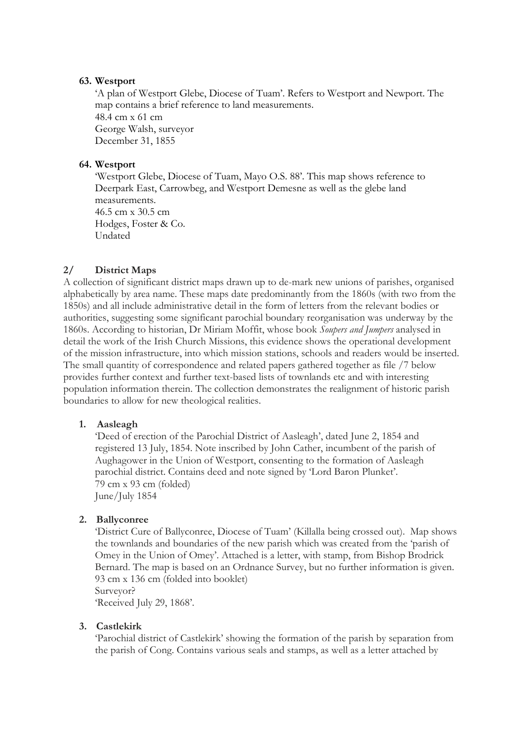**63. Westport**

'A plan of Westport Glebe, Diocese of Tuam'. Refers to Westport and Newport. The map contains a brief reference to land measurements.
48.4 cm x 61 cm
George Walsh, surveyor
December 31, 1855

**64. Westport**

'Westport Glebe, Diocese of Tuam, Mayo O.S. 88'. This map shows reference to Deerpark East, Carrowbeg, and Westport Demesne as well as the glebe land measurements.
46.5 cm x 30.5 cm
Hodges, Foster & Co.
Undated

## 2/ District Maps

A collection of significant district maps drawn up to de-mark new unions of parishes, organised alphabetically by area name. These maps date predominantly from the 1860s (with two from the 1850s) and all include administrative detail in the form of letters from the relevant bodies or authorities, suggesting some significant parochial boundary reorganisation was underway by the 1860s. According to historian, Dr Miriam Moffit, whose book *Soupers and Jumpers* analysed in detail the work of the Irish Church Missions, this evidence shows the operational development of the mission infrastructure, into which mission stations, schools and readers would be inserted. The small quantity of correspondence and related papers gathered together as file /7 below provides further context and further text-based lists of townlands etc and with interesting population information therein. The collection demonstrates the realignment of historic parish boundaries to allow for new theological realities.

**1. Aasleagh**

'Deed of erection of the Parochial District of Aasleagh', dated June 2, 1854 and registered 13 July, 1854. Note inscribed by John Cather, incumbent of the parish of Aughagower in the Union of Westport, consenting to the formation of Aasleagh parochial district. Contains deed and note signed by 'Lord Baron Plunket'.
79 cm x 93 cm (folded)
June/July 1854

**2. Ballyconree**

'District Cure of Ballyconree, Diocese of Tuam' (Killalla being crossed out). Map shows the townlands and boundaries of the new parish which was created from the 'parish of Omey in the Union of Omey'. Attached is a letter, with stamp, from Bishop Brodrick Bernard. The map is based on an Ordnance Survey, but no further information is given.
93 cm x 136 cm (folded into booklet)
Surveyor?
'Received July 29, 1868'.

**3. Castlekirk**

'Parochial district of Castlekirk' showing the formation of the parish by separation from the parish of Cong. Contains various seals and stamps, as well as a letter attached by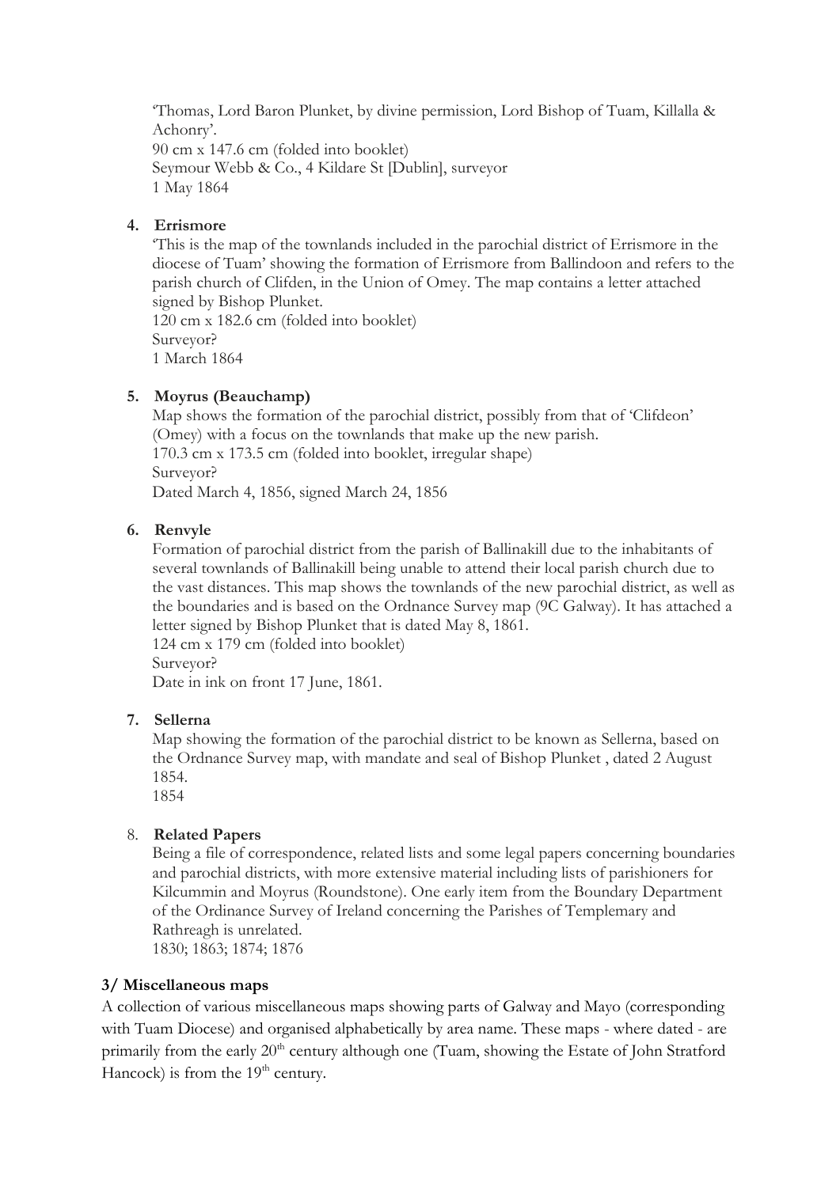'Thomas, Lord Baron Plunket, by divine permission, Lord Bishop of Tuam, Killalla & Achonry'.
90 cm x 147.6 cm (folded into booklet)
Seymour Webb & Co., 4 Kildare St [Dublin], surveyor
1 May 1864

4. **Errismore**
 'This is the map of the townlands included in the parochial district of Errismore in the diocese of Tuam' showing the formation of Errismore from Ballindoon and refers to the parish church of Clifden, in the Union of Omey. The map contains a letter attached signed by Bishop Plunket.
 120 cm x 182.6 cm (folded into booklet)
 Surveyor?
 1 March 1864

5. **Moyrus (Beauchamp)**
 Map shows the formation of the parochial district, possibly from that of 'Clifdeon' (Omey) with a focus on the townlands that make up the new parish.
 170.3 cm x 173.5 cm (folded into booklet, irregular shape)
 Surveyor?
 Dated March 4, 1856, signed March 24, 1856

6. **Renvyle**
 Formation of parochial district from the parish of Ballinakill due to the inhabitants of several townlands of Ballinakill being unable to attend their local parish church due to the vast distances. This map shows the townlands of the new parochial district, as well as the boundaries and is based on the Ordnance Survey map (9C Galway). It has attached a letter signed by Bishop Plunket that is dated May 8, 1861.
 124 cm x 179 cm (folded into booklet)
 Surveyor?
 Date in ink on front 17 June, 1861.

7. **Sellerna**
 Map showing the formation of the parochial district to be known as Sellerna, based on the Ordnance Survey map, with mandate and seal of Bishop Plunket , dated 2 August 1854.
 1854

8. **Related Papers**
 Being a file of correspondence, related lists and some legal papers concerning boundaries and parochial districts, with more extensive material including lists of parishioners for Kilcummin and Moyrus (Roundstone). One early item from the Boundary Department of the Ordinance Survey of Ireland concerning the Parishes of Templemary and Rathreagh is unrelated.
 1830; 1863; 1874; 1876

**3/ Miscellaneous maps**

A collection of various miscellaneous maps showing parts of Galway and Mayo (corresponding with Tuam Diocese) and organised alphabetically by area name. These maps - where dated - are primarily from the early 20th century although one (Tuam, showing the Estate of John Stratford Hancock) is from the 19th century.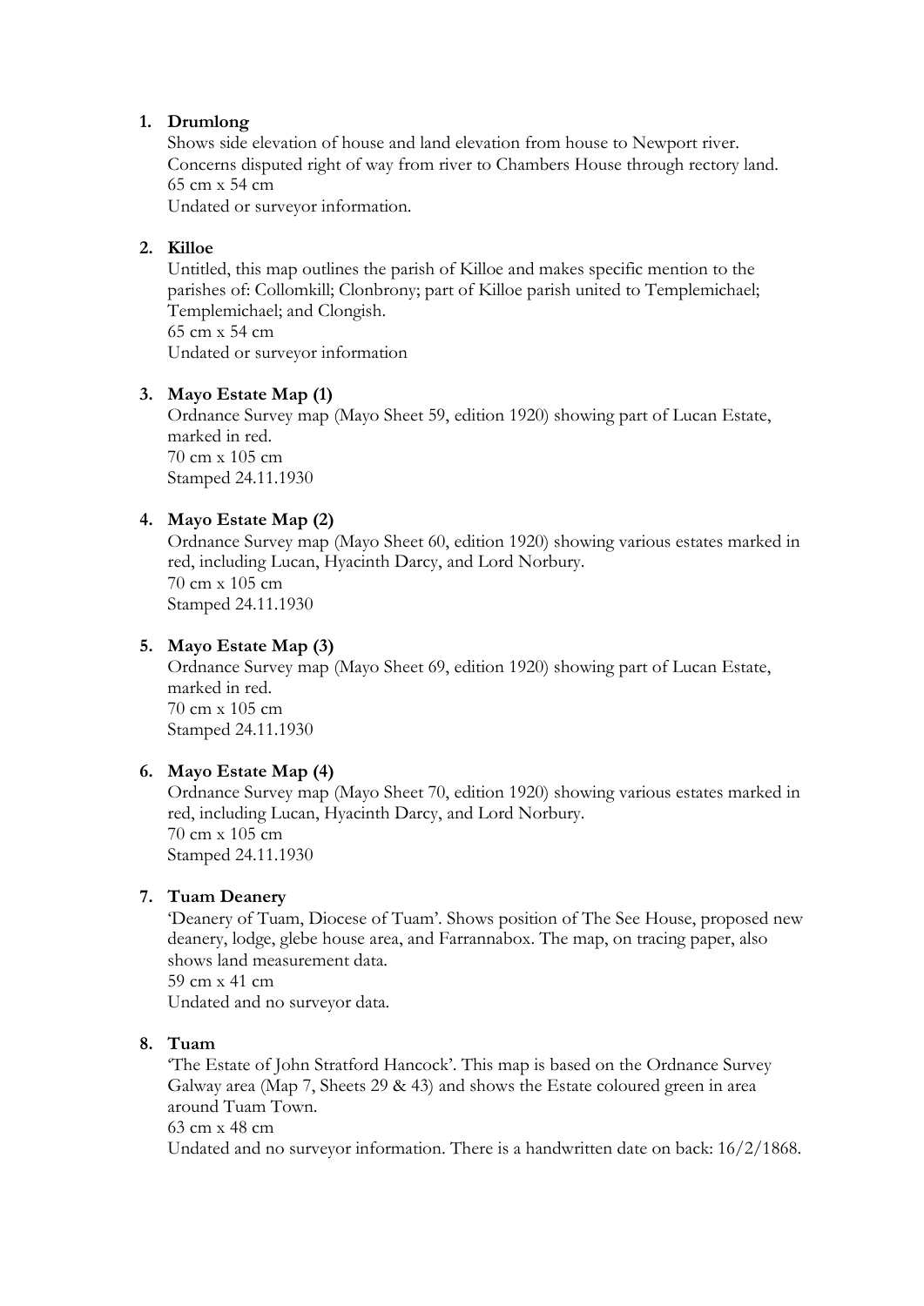1. **Drumlong**
   Shows side elevation of house and land elevation from house to Newport river. Concerns disputed right of way from river to Chambers House through rectory land.
   65 cm x 54 cm
   Undated or surveyor information.

2. **Killoe**
   Untitled, this map outlines the parish of Killoe and makes specific mention to the parishes of: Collomkill; Clonbrony; part of Killoe parish united to Templemichael; Templemichael; and Clongish.
   65 cm x 54 cm
   Undated or surveyor information

3. **Mayo Estate Map (1)**
   Ordnance Survey map (Mayo Sheet 59, edition 1920) showing part of Lucan Estate, marked in red.
   70 cm x 105 cm
   Stamped 24.11.1930

4. **Mayo Estate Map (2)**
   Ordnance Survey map (Mayo Sheet 60, edition 1920) showing various estates marked in red, including Lucan, Hyacinth Darcy, and Lord Norbury.
   70 cm x 105 cm
   Stamped 24.11.1930

5. **Mayo Estate Map (3)**
   Ordnance Survey map (Mayo Sheet 69, edition 1920) showing part of Lucan Estate, marked in red.
   70 cm x 105 cm
   Stamped 24.11.1930

6. **Mayo Estate Map (4)**
   Ordnance Survey map (Mayo Sheet 70, edition 1920) showing various estates marked in red, including Lucan, Hyacinth Darcy, and Lord Norbury.
   70 cm x 105 cm
   Stamped 24.11.1930

7. **Tuam Deanery**
   'Deanery of Tuam, Diocese of Tuam'. Shows position of The See House, proposed new deanery, lodge, glebe house area, and Farrannabox. The map, on tracing paper, also shows land measurement data.
   59 cm x 41 cm
   Undated and no surveyor data.

8. **Tuam**
   'The Estate of John Stratford Hancock'. This map is based on the Ordnance Survey Galway area (Map 7, Sheets 29 & 43) and shows the Estate coloured green in area around Tuam Town.
   63 cm x 48 cm
   Undated and no surveyor information. There is a handwritten date on back: 16/2/1868.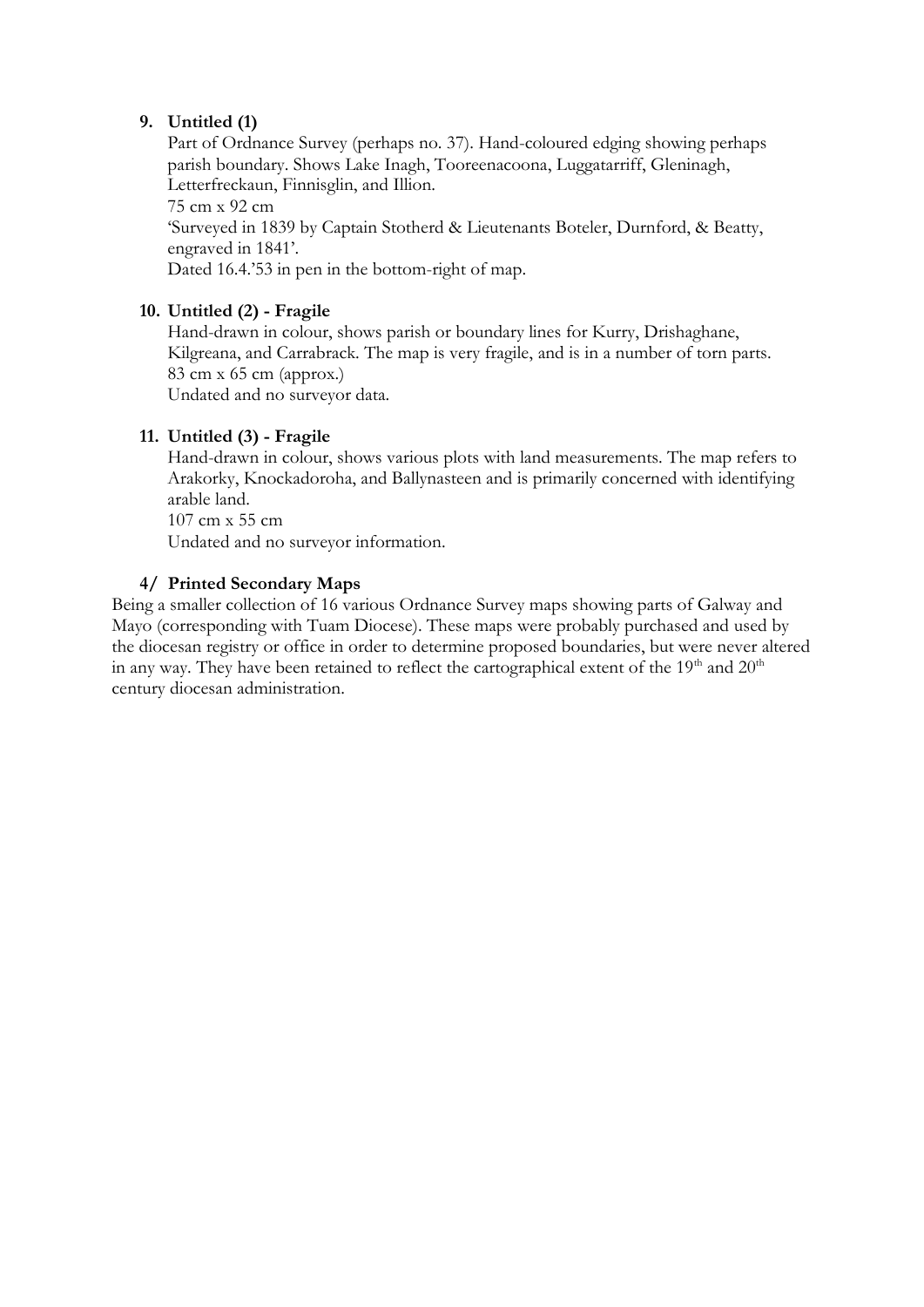9. **Untitled (1)**

   Part of Ordnance Survey (perhaps no. 37). Hand-coloured edging showing perhaps parish boundary. Shows Lake Inagh, Tooreenacoona, Luggatarriff, Gleninagh, Letterfreckaun, Finnisglin, and Illion.

   75 cm x 92 cm

   'Surveyed in 1839 by Captain Stotherd & Lieutenants Boteler, Durnford, & Beatty, engraved in 1841'.

   Dated 16.4.'53 in pen in the bottom-right of map.

10. **Untitled (2) - Fragile**

    Hand-drawn in colour, shows parish or boundary lines for Kurry, Drishaghane, Kilgreana, and Carrabrack. The map is very fragile, and is in a number of torn parts.

    83 cm x 65 cm (approx.)

    Undated and no surveyor data.

11. **Untitled (3) - Fragile**

    Hand-drawn in colour, shows various plots with land measurements. The map refers to Arakorky, Knockadoroha, and Ballynasteen and is primarily concerned with identifying arable land.

    107 cm x 55 cm

    Undated and no surveyor information.

### 4/ Printed Secondary Maps

Being a smaller collection of 16 various Ordnance Survey maps showing parts of Galway and Mayo (corresponding with Tuam Diocese). These maps were probably purchased and used by the diocesan registry or office in order to determine proposed boundaries, but were never altered in any way. They have been retained to reflect the cartographical extent of the 19th and 20th century diocesan administration.